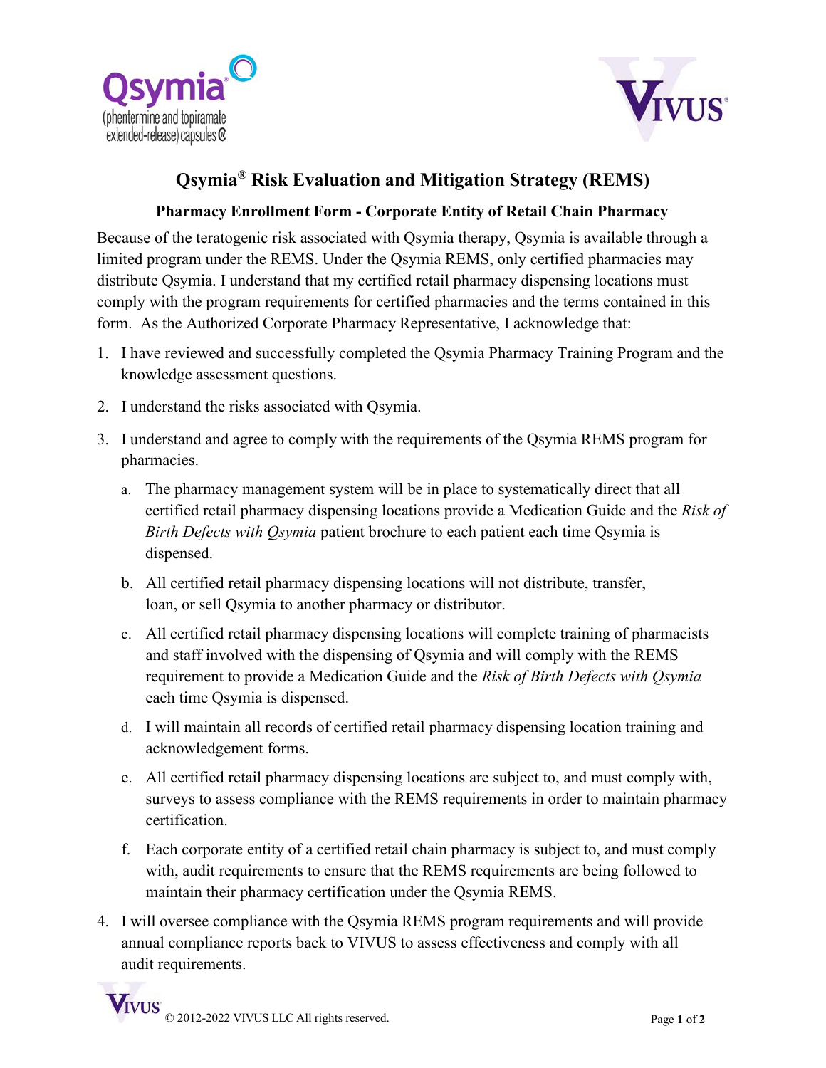# Qsymia® Risk Evaluation and Mitigation Strategy (REMS)

## Pharmacy Enrollment Form - Corporate Entity of Retail Chain Pharmacy

Because of the teratogenic risk associated with Qsymia therapy, Qsymia is available through a limited program under the REMS. Under the Qsymia REMS, only certified pharmacies may distribute Qsymia. I understand that my certified retail pharmacy dispensing locations must comply with the program requirements for certified pharmacies and the terms contained in this form. As the Authorized Corporate Pharmacy Representative, I acknowledge that:

1. I have reviewed and successfully completed the Qsymia Pharmacy Training Program and the knowledge assessment questions.
2. I understand the risks associated with Qsymia.
3. I understand and agree to comply with the requirements of the Qsymia REMS program for pharmacies.
   a. The pharmacy management system will be in place to systematically direct that all certified retail pharmacy dispensing locations provide a Medication Guide and the *Risk of Birth Defects with Qsymia* patient brochure to each patient each time Qsymia is dispensed.
   b. All certified retail pharmacy dispensing locations will not distribute, transfer, loan, or sell Qsymia to another pharmacy or distributor.
   c. All certified retail pharmacy dispensing locations will complete training of pharmacists and staff involved with the dispensing of Qsymia and will comply with the REMS requirement to provide a Medication Guide and the *Risk of Birth Defects with Qsymia* each time Qsymia is dispensed.
   d. I will maintain all records of certified retail pharmacy dispensing location training and acknowledgement forms.
   e. All certified retail pharmacy dispensing locations are subject to, and must comply with, surveys to assess compliance with the REMS requirements in order to maintain pharmacy certification.
   f. Each corporate entity of a certified retail chain pharmacy is subject to, and must comply with, audit requirements to ensure that the REMS requirements are being followed to maintain their pharmacy certification under the Qsymia REMS.
4. I will oversee compliance with the Qsymia REMS program requirements and will provide annual compliance reports back to VIVUS to assess effectiveness and comply with all audit requirements.

© 2012-2022 VIVUS LLC All rights reserved.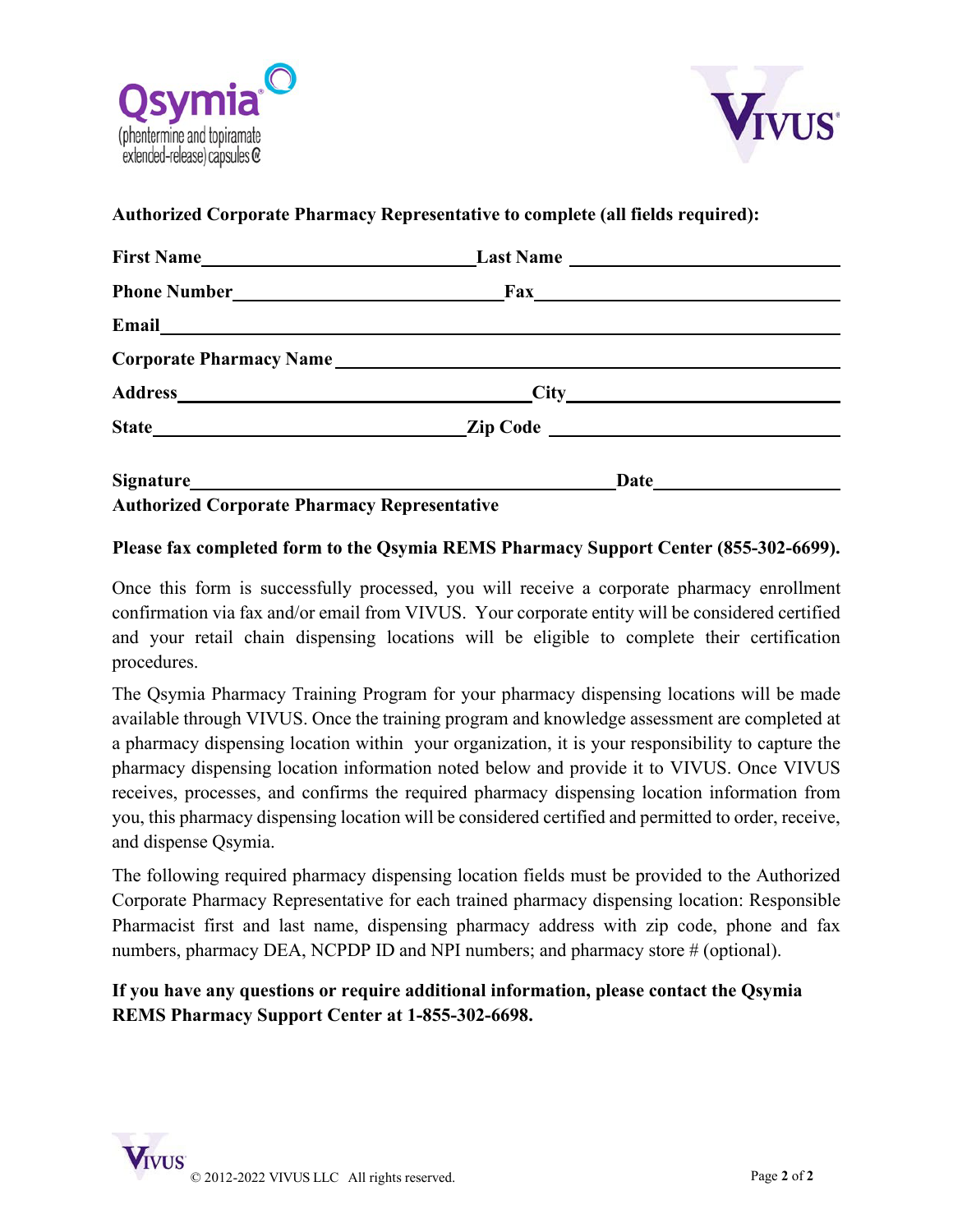**Authorized Corporate Pharmacy Representative to complete (all fields required):**

**First Name** ______________________________ **Last Name** ______________________________

**Phone Number** ______________________________ **Fax** ______________________________

**Email** ____________________________________________________________

**Corporate Pharmacy Name** ____________________________________________________________

**Address** ______________________________ **City** ______________________________

**State** ______________________________ **Zip Code** ______________________________

**Signature** ____________________________________________ **Date** ____________________

**Authorized Corporate Pharmacy Representative**

**Please fax completed form to the Qsymia REMS Pharmacy Support Center (855-302-6699).**

Once this form is successfully processed, you will receive a corporate pharmacy enrollment confirmation via fax and/or email from VIVUS. Your corporate entity will be considered certified and your retail chain dispensing locations will be eligible to complete their certification procedures.

The Qsymia Pharmacy Training Program for your pharmacy dispensing locations will be made available through VIVUS. Once the training program and knowledge assessment are completed at a pharmacy dispensing location within your organization, it is your responsibility to capture the pharmacy dispensing location information noted below and provide it to VIVUS. Once VIVUS receives, processes, and confirms the required pharmacy dispensing location information from you, this pharmacy dispensing location will be considered certified and permitted to order, receive, and dispense Qsymia.

The following required pharmacy dispensing location fields must be provided to the Authorized Corporate Pharmacy Representative for each trained pharmacy dispensing location: Responsible Pharmacist first and last name, dispensing pharmacy address with zip code, phone and fax numbers, pharmacy DEA, NCPDP ID and NPI numbers; and pharmacy store # (optional).

**If you have any questions or require additional information, please contact the Qsymia REMS Pharmacy Support Center at 1-855-302-6698.**

© 2012-2022 VIVUS LLC All rights reserved.